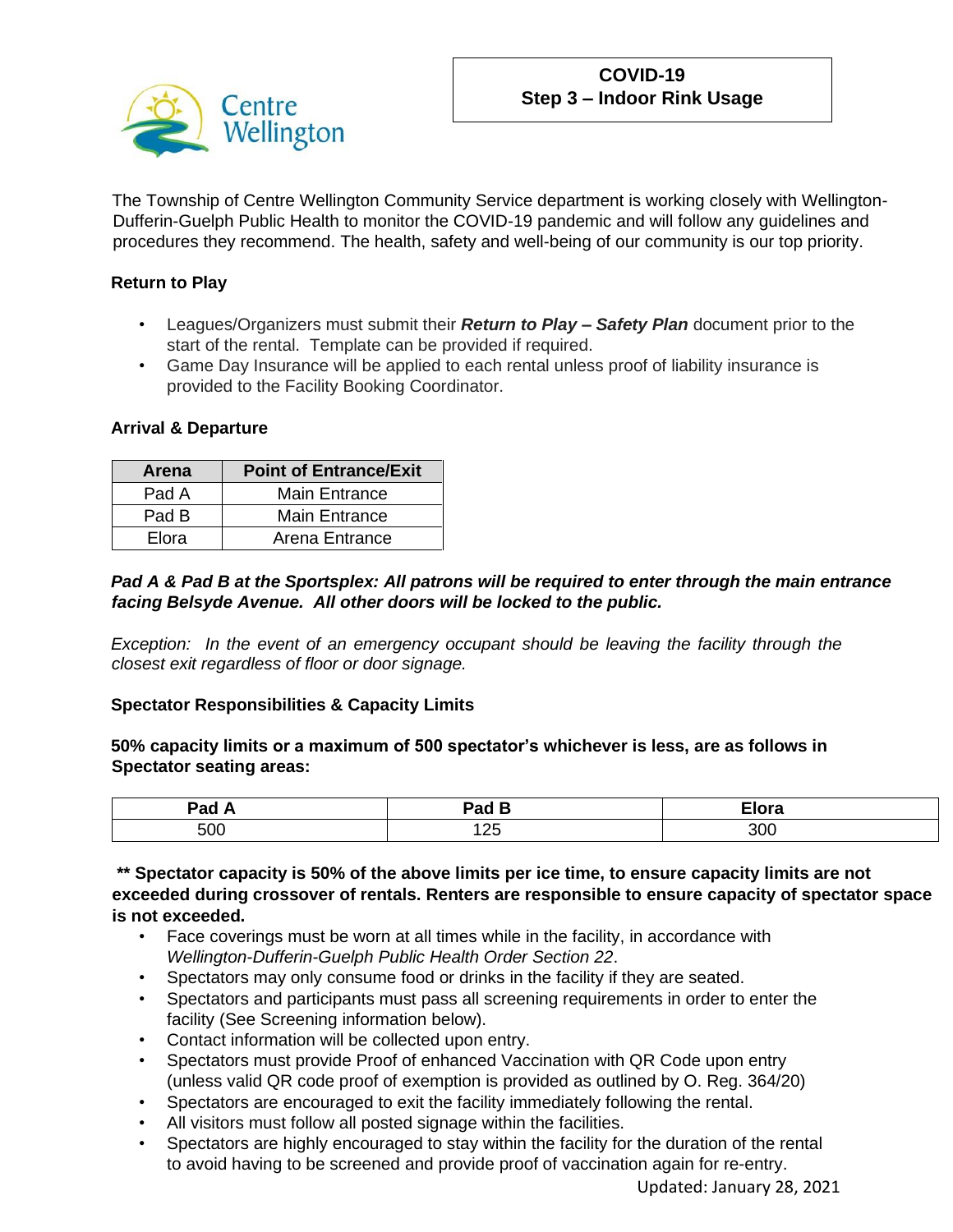**COVID-19**
**Step 3 – Indoor Rink Usage**

The Township of Centre Wellington Community Service department is working closely with Wellington-Dufferin-Guelph Public Health to monitor the COVID-19 pandemic and will follow any guidelines and procedures they recommend. The health, safety and well-being of our community is our top priority.

**Return to Play**

- Leagues/Organizers must submit their ***Return to Play – Safety Plan*** document prior to the start of the rental. Template can be provided if required.
- Game Day Insurance will be applied to each rental unless proof of liability insurance is provided to the Facility Booking Coordinator.

**Arrival & Departure**

| Arena | Point of Entrance/Exit |
|---|---|
| Pad A | Main Entrance |
| Pad B | Main Entrance |
| Elora | Arena Entrance |

***Pad A & Pad B at the Sportsplex: All patrons will be required to enter through the main entrance facing Belsyde Avenue. All other doors will be locked to the public.***

*Exception: In the event of an emergency occupant should be leaving the facility through the closest exit regardless of floor or door signage.*

**Spectator Responsibilities & Capacity Limits**

**50% capacity limits or a maximum of 500 spectator's whichever is less, are as follows in Spectator seating areas:**

| Pad A | Pad B | Elora |
|---|---|---|
| 500 | 125 | 300 |

**\*\* Spectator capacity is 50% of the above limits per ice time, to ensure capacity limits are not exceeded during crossover of rentals. Renters are responsible to ensure capacity of spectator space is not exceeded.**

- Face coverings must be worn at all times while in the facility, in accordance with *Wellington-Dufferin-Guelph Public Health Order Section 22*.
- Spectators may only consume food or drinks in the facility if they are seated.
- Spectators and participants must pass all screening requirements in order to enter the facility (See Screening information below).
- Contact information will be collected upon entry.
- Spectators must provide Proof of enhanced Vaccination with QR Code upon entry (unless valid QR code proof of exemption is provided as outlined by O. Reg. 364/20)
- Spectators are encouraged to exit the facility immediately following the rental.
- All visitors must follow all posted signage within the facilities.
- Spectators are highly encouraged to stay within the facility for the duration of the rental to avoid having to be screened and provide proof of vaccination again for re-entry.

Updated: January 28, 2021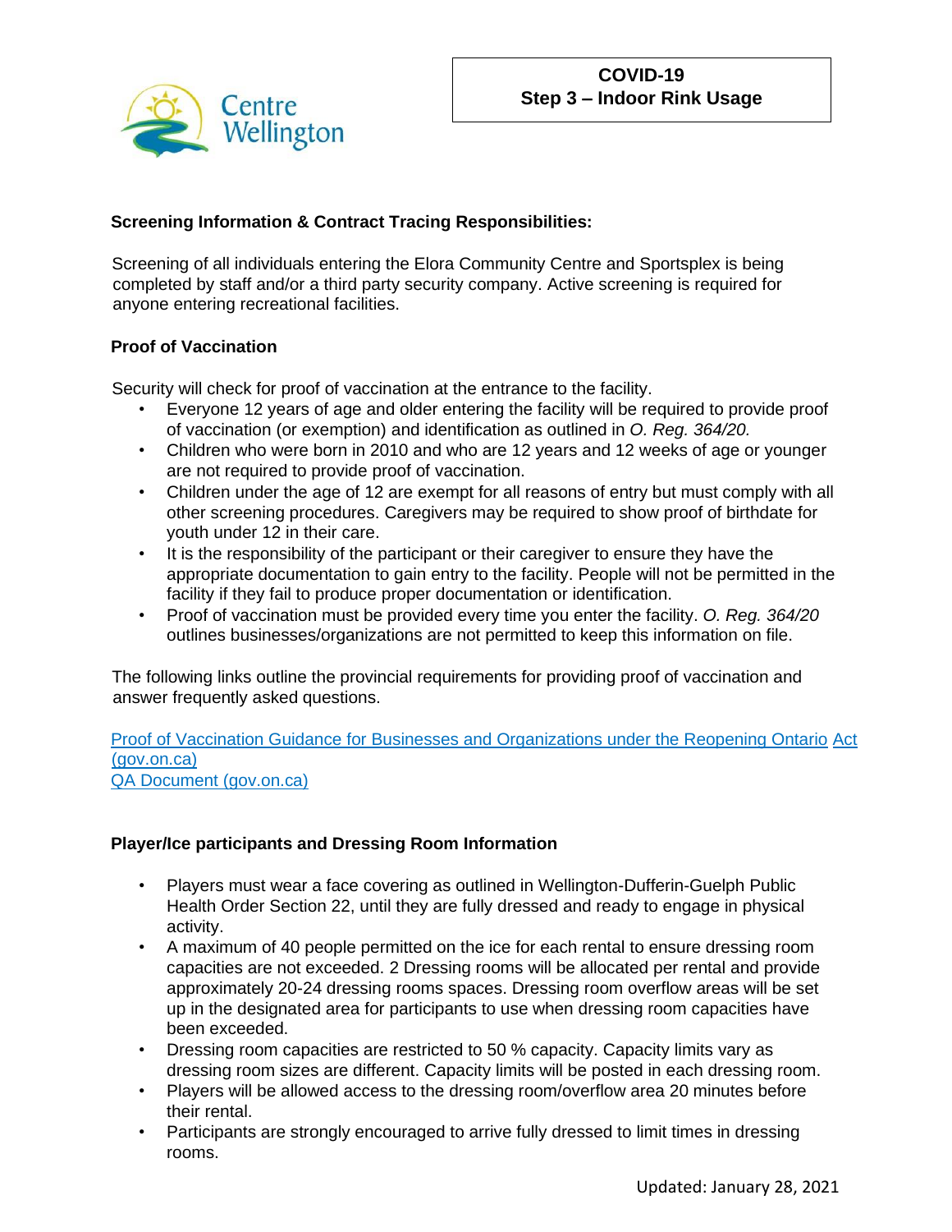**COVID-19**
**Step 3 – Indoor Rink Usage**

**Screening Information & Contract Tracing Responsibilities:**

Screening of all individuals entering the Elora Community Centre and Sportsplex is being completed by staff and/or a third party security company. Active screening is required for anyone entering recreational facilities.

**Proof of Vaccination**

Security will check for proof of vaccination at the entrance to the facility.

- Everyone 12 years of age and older entering the facility will be required to provide proof of vaccination (or exemption) and identification as outlined in *O. Reg. 364/20.*
- Children who were born in 2010 and who are 12 years and 12 weeks of age or younger are not required to provide proof of vaccination.
- Children under the age of 12 are exempt for all reasons of entry but must comply with all other screening procedures. Caregivers may be required to show proof of birthdate for youth under 12 in their care.
- It is the responsibility of the participant or their caregiver to ensure they have the appropriate documentation to gain entry to the facility. People will not be permitted in the facility if they fail to produce proper documentation or identification.
- Proof of vaccination must be provided every time you enter the facility. *O. Reg. 364/20* outlines businesses/organizations are not permitted to keep this information on file.

The following links outline the provincial requirements for providing proof of vaccination and answer frequently asked questions.

Proof of Vaccination Guidance for Businesses and Organizations under the Reopening Ontario Act (gov.on.ca)
QA Document (gov.on.ca)

**Player/Ice participants and Dressing Room Information**

- Players must wear a face covering as outlined in Wellington-Dufferin-Guelph Public Health Order Section 22, until they are fully dressed and ready to engage in physical activity.
- A maximum of 40 people permitted on the ice for each rental to ensure dressing room capacities are not exceeded. 2 Dressing rooms will be allocated per rental and provide approximately 20-24 dressing rooms spaces. Dressing room overflow areas will be set up in the designated area for participants to use when dressing room capacities have been exceeded.
- Dressing room capacities are restricted to 50 % capacity. Capacity limits vary as dressing room sizes are different. Capacity limits will be posted in each dressing room.
- Players will be allowed access to the dressing room/overflow area 20 minutes before their rental.
- Participants are strongly encouraged to arrive fully dressed to limit times in dressing rooms.

Updated: January 28, 2021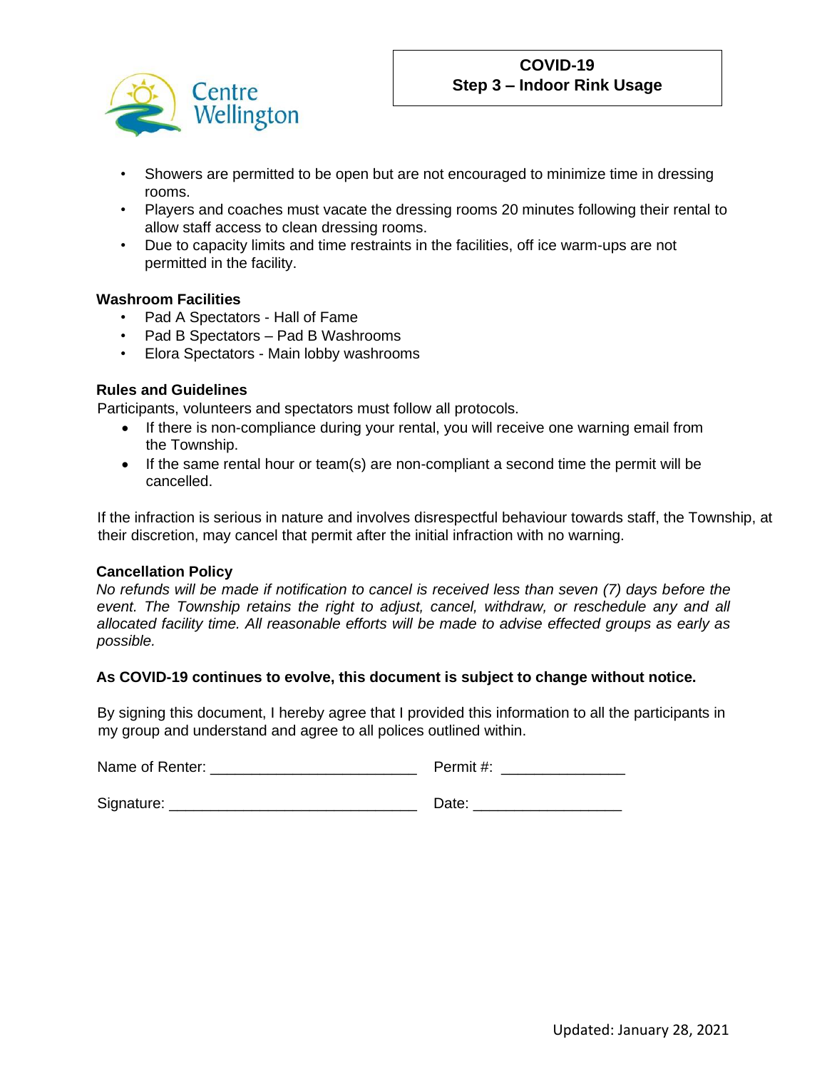**COVID-19**
**Step 3 – Indoor Rink Usage**

- Showers are permitted to be open but are not encouraged to minimize time in dressing rooms.
- Players and coaches must vacate the dressing rooms 20 minutes following their rental to allow staff access to clean dressing rooms.
- Due to capacity limits and time restraints in the facilities, off ice warm-ups are not permitted in the facility.

### Washroom Facilities

- Pad A Spectators - Hall of Fame
- Pad B Spectators – Pad B Washrooms
- Elora Spectators - Main lobby washrooms

### Rules and Guidelines

Participants, volunteers and spectators must follow all protocols.

- If there is non-compliance during your rental, you will receive one warning email from the Township.
- If the same rental hour or team(s) are non-compliant a second time the permit will be cancelled.

If the infraction is serious in nature and involves disrespectful behaviour towards staff, the Township, at their discretion, may cancel that permit after the initial infraction with no warning.

### Cancellation Policy

*No refunds will be made if notification to cancel is received less than seven (7) days before the event. The Township retains the right to adjust, cancel, withdraw, or reschedule any and all allocated facility time. All reasonable efforts will be made to advise effected groups as early as possible.*

**As COVID-19 continues to evolve, this document is subject to change without notice.**

By signing this document, I hereby agree that I provided this information to all the participants in my group and understand and agree to all polices outlined within.

Name of Renter: _________________________ Permit #: _______________

Signature: ______________________________ Date: __________________

Updated: January 28, 2021